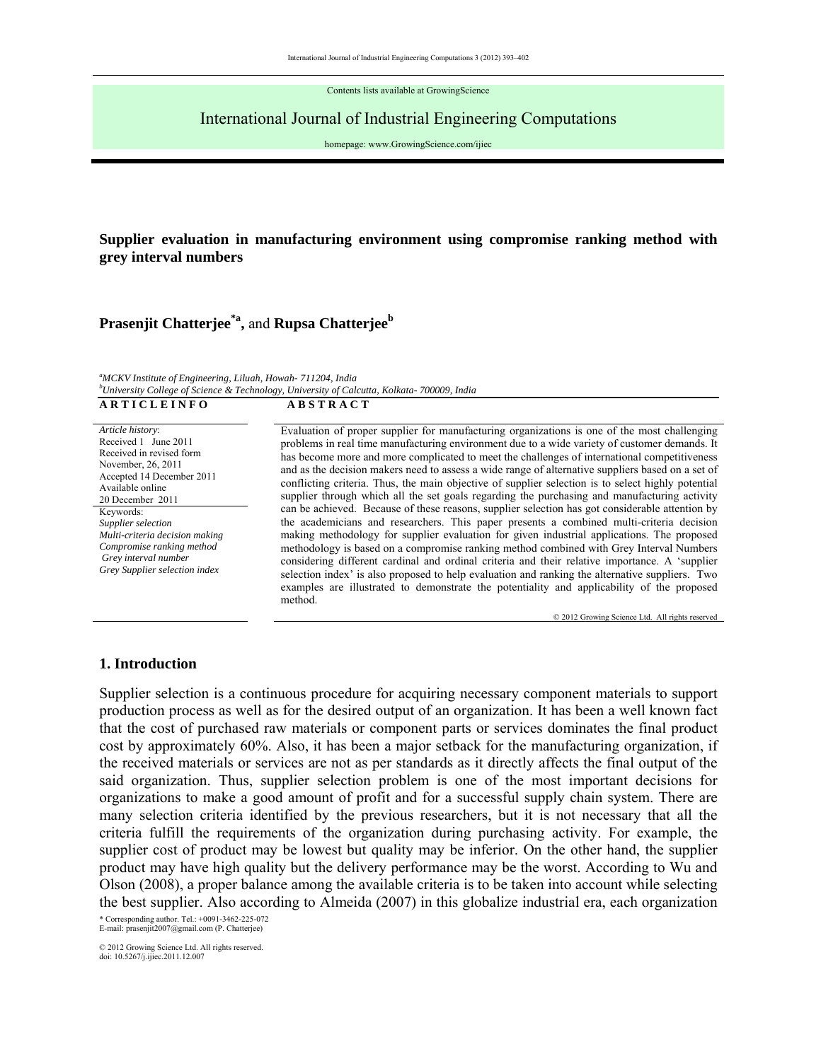Contents lists available at GrowingScience

# International Journal of Industrial Engineering Computations

homepage: www.GrowingScience.com/ijiec

## Supplier evaluation in manufacturing environment using compromise ranking method with grey interval numbers

**Prasenjit Chatterjee**[*a], and **Rupsa Chatterjee**[b]

[a]*MCKV Institute of Engineering, Liluah, Howah- 711204, India*
[b]*University College of Science & Technology, University of Calcutta, Kolkata- 700009, India*

| A R T I C L E I N F O | A B S T R A C T |
| --- | --- |
| *Article history*: Received 1 June 2011 Received in revised form November, 26, 2011 Accepted 14 December 2011 Available online 20 December 2011 | Evaluation of proper supplier for manufacturing organizations is one of the most challenging problems in real time manufacturing environment due to a wide variety of customer demands. It has become more and more complicated to meet the challenges of international competitiveness and as the decision makers need to assess a wide range of alternative suppliers based on a set of conflicting criteria. Thus, the main objective of supplier selection is to select highly potential supplier through which all the set goals regarding the purchasing and manufacturing activity can be achieved. Because of these reasons, supplier selection has got considerable attention by the academicians and researchers. This paper presents a combined multi-criteria decision making methodology for supplier evaluation for given industrial applications. The proposed methodology is based on a compromise ranking method combined with Grey Interval Numbers considering different cardinal and ordinal criteria and their relative importance. A 'supplier selection index' is also proposed to help evaluation and ranking the alternative suppliers. Two examples are illustrated to demonstrate the potentiality and applicability of the proposed method. |
| Keywords: *Supplier selection* *Multi-criteria decision making* *Compromise ranking method* *Grey interval number* *Grey Supplier selection index* | © 2012 Growing Science Ltd. All rights reserved |

## 1. Introduction

Supplier selection is a continuous procedure for acquiring necessary component materials to support production process as well as for the desired output of an organization. It has been a well known fact that the cost of purchased raw materials or component parts or services dominates the final product cost by approximately 60%. Also, it has been a major setback for the manufacturing organization, if the received materials or services are not as per standards as it directly affects the final output of the said organization. Thus, supplier selection problem is one of the most important decisions for organizations to make a good amount of profit and for a successful supply chain system. There are many selection criteria identified by the previous researchers, but it is not necessary that all the criteria fulfill the requirements of the organization during purchasing activity. For example, the supplier cost of product may be lowest but quality may be inferior. On the other hand, the supplier product may have high quality but the delivery performance may be the worst. According to Wu and Olson (2008), a proper balance among the available criteria is to be taken into account while selecting the best supplier. Also according to Almeida (2007) in this globalize industrial era, each organization

\* Corresponding author. Tel.: +0091-3462-225-072
E-mail: prasenjit2007@gmail.com (P. Chatterjee)

© 2012 Growing Science Ltd. All rights reserved.
doi: 10.5267/j.ijiec.2011.12.007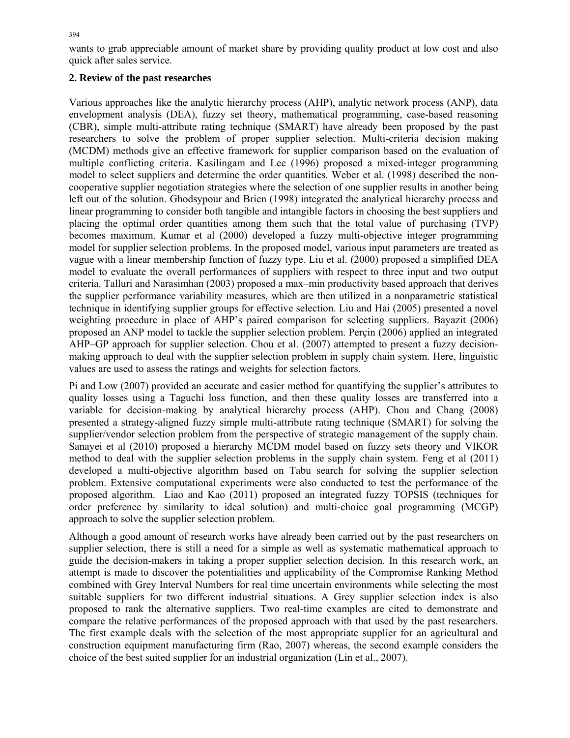wants to grab appreciable amount of market share by providing quality product at low cost and also quick after sales service.

## 2. Review of the past researches

Various approaches like the analytic hierarchy process (AHP), analytic network process (ANP), data envelopment analysis (DEA), fuzzy set theory, mathematical programming, case-based reasoning (CBR), simple multi-attribute rating technique (SMART) have already been proposed by the past researchers to solve the problem of proper supplier selection. Multi-criteria decision making (MCDM) methods give an effective framework for supplier comparison based on the evaluation of multiple conflicting criteria. Kasilingam and Lee (1996) proposed a mixed-integer programming model to select suppliers and determine the order quantities. Weber et al. (1998) described the non-cooperative supplier negotiation strategies where the selection of one supplier results in another being left out of the solution. Ghodsypour and Brien (1998) integrated the analytical hierarchy process and linear programming to consider both tangible and intangible factors in choosing the best suppliers and placing the optimal order quantities among them such that the total value of purchasing (TVP) becomes maximum. Kumar et al (2000) developed a fuzzy multi-objective integer programming model for supplier selection problems. In the proposed model, various input parameters are treated as vague with a linear membership function of fuzzy type. Liu et al. (2000) proposed a simplified DEA model to evaluate the overall performances of suppliers with respect to three input and two output criteria. Talluri and Narasimhan (2003) proposed a max–min productivity based approach that derives the supplier performance variability measures, which are then utilized in a nonparametric statistical technique in identifying supplier groups for effective selection. Liu and Hai (2005) presented a novel weighting procedure in place of AHP's paired comparison for selecting suppliers. Bayazit (2006) proposed an ANP model to tackle the supplier selection problem. Perçin (2006) applied an integrated AHP–GP approach for supplier selection. Chou et al. (2007) attempted to present a fuzzy decision-making approach to deal with the supplier selection problem in supply chain system. Here, linguistic values are used to assess the ratings and weights for selection factors.

Pi and Low (2007) provided an accurate and easier method for quantifying the supplier's attributes to quality losses using a Taguchi loss function, and then these quality losses are transferred into a variable for decision-making by analytical hierarchy process (AHP). Chou and Chang (2008) presented a strategy-aligned fuzzy simple multi-attribute rating technique (SMART) for solving the supplier/vendor selection problem from the perspective of strategic management of the supply chain. Sanayei et al (2010) proposed a hierarchy MCDM model based on fuzzy sets theory and VIKOR method to deal with the supplier selection problems in the supply chain system. Feng et al (2011) developed a multi-objective algorithm based on Tabu search for solving the supplier selection problem. Extensive computational experiments were also conducted to test the performance of the proposed algorithm. Liao and Kao (2011) proposed an integrated fuzzy TOPSIS (techniques for order preference by similarity to ideal solution) and multi-choice goal programming (MCGP) approach to solve the supplier selection problem.

Although a good amount of research works have already been carried out by the past researchers on supplier selection, there is still a need for a simple as well as systematic mathematical approach to guide the decision-makers in taking a proper supplier selection decision. In this research work, an attempt is made to discover the potentialities and applicability of the Compromise Ranking Method combined with Grey Interval Numbers for real time uncertain environments while selecting the most suitable suppliers for two different industrial situations. A Grey supplier selection index is also proposed to rank the alternative suppliers. Two real-time examples are cited to demonstrate and compare the relative performances of the proposed approach with that used by the past researchers. The first example deals with the selection of the most appropriate supplier for an agricultural and construction equipment manufacturing firm (Rao, 2007) whereas, the second example considers the choice of the best suited supplier for an industrial organization (Lin et al., 2007).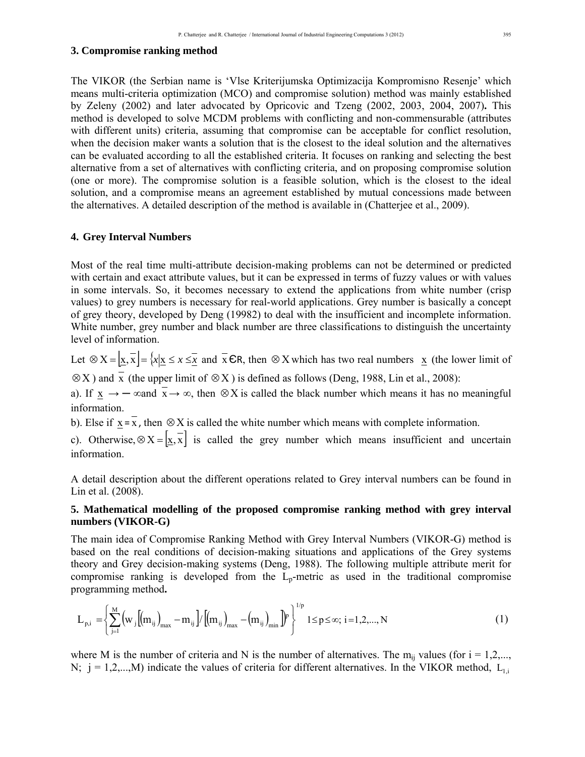## 3. Compromise ranking method

The VIKOR (the Serbian name is 'Vlse Kriterijumska Optimizacija Kompromisno Resenje' which means multi-criteria optimization (MCO) and compromise solution) method was mainly established by Zeleny (2002) and later advocated by Opricovic and Tzeng (2002, 2003, 2004, 2007)**.** This method is developed to solve MCDM problems with conflicting and non-commensurable (attributes with different units) criteria, assuming that compromise can be acceptable for conflict resolution, when the decision maker wants a solution that is the closest to the ideal solution and the alternatives can be evaluated according to all the established criteria. It focuses on ranking and selecting the best alternative from a set of alternatives with conflicting criteria, and on proposing compromise solution (one or more). The compromise solution is a feasible solution, which is the closest to the ideal solution, and a compromise means an agreement established by mutual concessions made between the alternatives. A detailed description of the method is available in (Chatterjee et al., 2009).

## 4. Grey Interval Numbers

Most of the real time multi-attribute decision-making problems can not be determined or predicted with certain and exact attribute values, but it can be expressed in terms of fuzzy values or with values in some intervals. So, it becomes necessary to extend the applications from white number (crisp values) to grey numbers is necessary for real-world applications. Grey number is basically a concept of grey theory, developed by Deng (19982) to deal with the insufficient and incomplete information. White number, grey number and black number are three classifications to distinguish the uncertainty level of information.

Let $\otimes X = \left[\underline{x}, \overline{x}\right] = \left\{x \middle| \underline{x} \le x \le \overline{x}\right\}$ and $\overline{x} \in R$, then $\otimes X$ which has two real numbers $\underline{x}$ (the lower limit of $\otimes X$) and $\overline{x}$ (the upper limit of $\otimes X$) is defined as follows (Deng, 1988, Lin et al., 2008):

a). If $\underline{x} \rightarrow -\infty$ and $\overline{x} \rightarrow \infty$, then $\otimes X$ is called the black number which means it has no meaningful information.

b). Else if $\underline{x} = \overline{x}$, then $\otimes X$ is called the white number which means with complete information.

c). Otherwise, $\otimes X = \left[\underline{x}, \overline{x}\right]$ is called the grey number which means insufficient and uncertain information.

A detail description about the different operations related to Grey interval numbers can be found in Lin et al. (2008).

## 5. Mathematical modelling of the proposed compromise ranking method with grey interval numbers (VIKOR-G)

The main idea of Compromise Ranking Method with Grey Interval Numbers (VIKOR-G) method is based on the real conditions of decision-making situations and applications of the Grey systems theory and Grey decision-making systems (Deng, 1988). The following multiple attribute merit for compromise ranking is developed from the $L_p$-metric as used in the traditional compromise programming method**.**

$$L_{p,i} = \left\{ \sum_{j=1}^{M} \left( w_j \left[ (m_{ij})_{max} - m_{ij} \right] / \left[ (m_{ij})_{max} - (m_{ij})_{min} \right] \right)^p \right\}^{1/p} \quad 1 \le p \le \infty;\ i = 1,2,...,N \tag{1}$$

where M is the number of criteria and N is the number of alternatives. The $m_{ij}$ values (for i = 1,2,..., N; j = 1,2,...,M) indicate the values of criteria for different alternatives. In the VIKOR method, $L_{1,i}$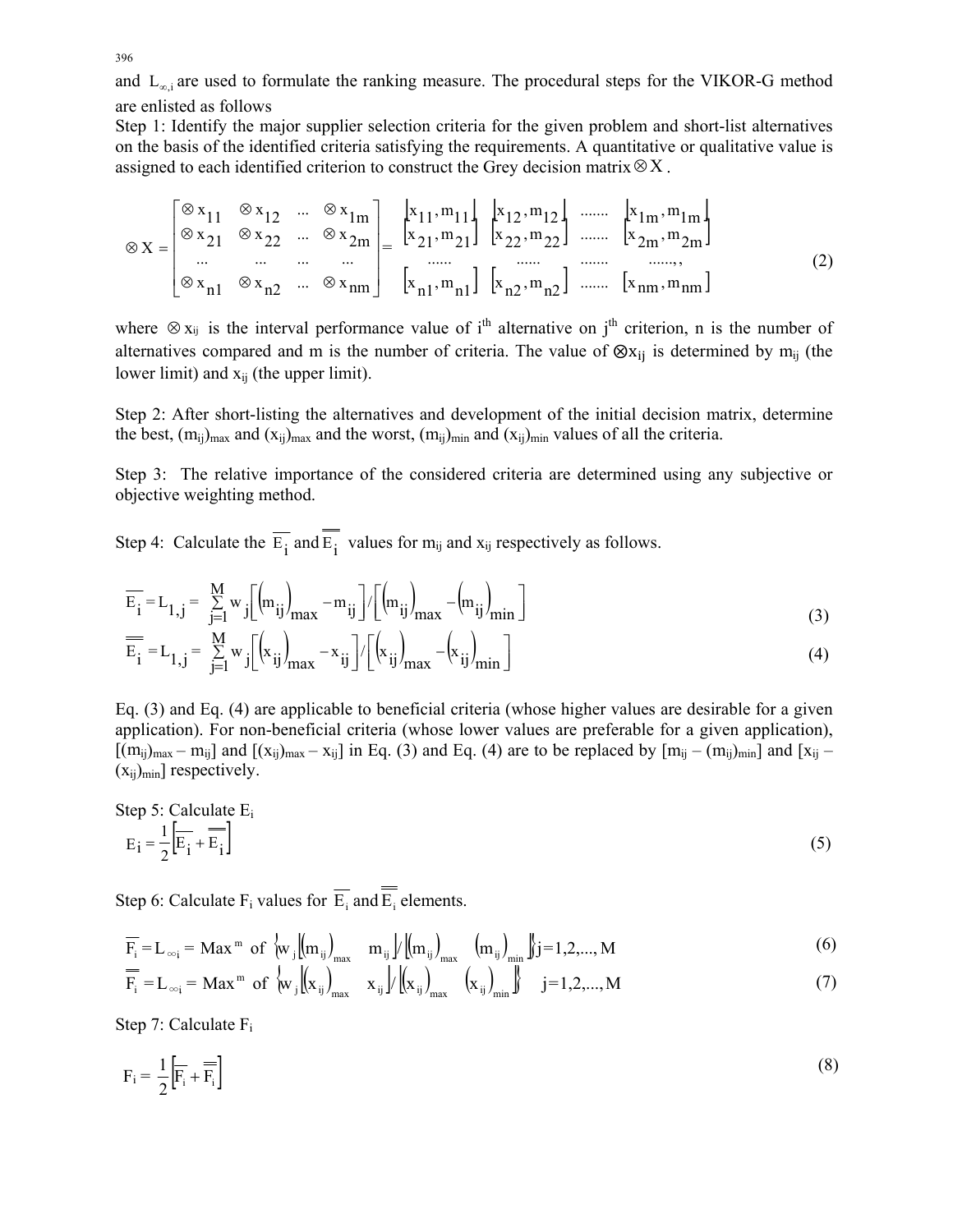and $L_{\infty,i}$ are used to formulate the ranking measure. The procedural steps for the VIKOR-G method are enlisted as follows

Step 1: Identify the major supplier selection criteria for the given problem and short-list alternatives on the basis of the identified criteria satisfying the requirements. A quantitative or qualitative value is assigned to each identified criterion to construct the Grey decision matrix $\otimes X$.

$$\otimes X = \begin{bmatrix} \otimes x_{11} & \otimes x_{12} & \cdots & \otimes x_{1m} \\ \otimes x_{21} & \otimes x_{22} & \cdots & \otimes x_{2m} \\ \cdots & \cdots & \cdots & \cdots \\ \otimes x_{n1} & \otimes x_{n2} & \cdots & \otimes x_{nm} \end{bmatrix} = \begin{matrix} [x_{11}, m_{11}] & [x_{12}, m_{12}] & \cdots\cdots & [x_{1m}, m_{1m}] \\ [x_{21}, m_{21}] & [x_{22}, m_{22}] & \cdots\cdots & [x_{2m}, m_{2m}] \\ \cdots\cdots & \cdots\cdots & \cdots\cdots & \cdots\cdots,, \\ [x_{n1}, m_{n1}] & [x_{n2}, m_{n2}] & \cdots\cdots & [x_{nm}, m_{nm}] \end{matrix} \tag{2}$$

where $\otimes x_{ij}$ is the interval performance value of $i^{th}$ alternative on $j^{th}$ criterion, n is the number of alternatives compared and m is the number of criteria. The value of $\otimes x_{ij}$ is determined by $m_{ij}$ (the lower limit) and $x_{ij}$ (the upper limit).

Step 2: After short-listing the alternatives and development of the initial decision matrix, determine the best, $(m_{ij})_{max}$ and $(x_{ij})_{max}$ and the worst, $(m_{ij})_{min}$ and $(x_{ij})_{min}$ values of all the criteria.

Step 3: The relative importance of the considered criteria are determined using any subjective or objective weighting method.

Step 4: Calculate the $\overline{E_i}$ and $\overline{\overline{E_i}}$ values for $m_{ij}$ and $x_{ij}$ respectively as follows.

$$\overline{E_i} = L_{1,j} = \sum_{j=1}^{M} w_j \left[ \left(m_{ij}\right)_{max} - m_{ij} \right] / \left[ \left(m_{ij}\right)_{max} - \left(m_{ij}\right)_{min} \right] \tag{3}$$

$$\overline{\overline{E_i}} = L_{1,j} = \sum_{j=1}^{M} w_j \left[ \left(x_{ij}\right)_{max} - x_{ij} \right] / \left[ \left(x_{ij}\right)_{max} - \left(x_{ij}\right)_{min} \right] \tag{4}$$

Eq. (3) and Eq. (4) are applicable to beneficial criteria (whose higher values are desirable for a given application). For non-beneficial criteria (whose lower values are preferable for a given application), $[(m_{ij})_{max} – m_{ij}]$ and $[(x_{ij})_{max} – x_{ij}]$ in Eq. (3) and Eq. (4) are to be replaced by $[m_{ij} – (m_{ij})_{min}]$ and $[x_{ij} – (x_{ij})_{min}]$ respectively.

Step 5: Calculate $E_i$

$$E_i = \frac{1}{2}\left[\overline{E_i} + \overline{\overline{E_i}}\right] \tag{5}$$

Step 6: Calculate $F_i$ values for $\overline{E_i}$ and $\overline{\overline{E_i}}$ elements.

$$\overline{F_i} = L_{\infty i} = \text{Max}^m \text{ of } \left\{ w_j \left[ \left(m_{ij}\right)_{max} \quad m_{ij} \right] / \left[ \left(m_{ij}\right)_{max} \quad \left(m_{ij}\right)_{min} \right] \right\} j=1,2,...,M \tag{6}$$

$$\overline{\overline{F_i}} = L_{\infty i} = \text{Max}^m \text{ of } \left\{ w_j \left[ \left(x_{ij}\right)_{max} \quad x_{ij} \right] / \left[ \left(x_{ij}\right)_{max} \quad \left(x_{ij}\right)_{min} \right] \right\} \quad j=1,2,...,M \tag{7}$$

Step 7: Calculate $F_i$

$$F_i = \frac{1}{2}\left[\overline{F_i} + \overline{\overline{F_i}}\right] \tag{8}$$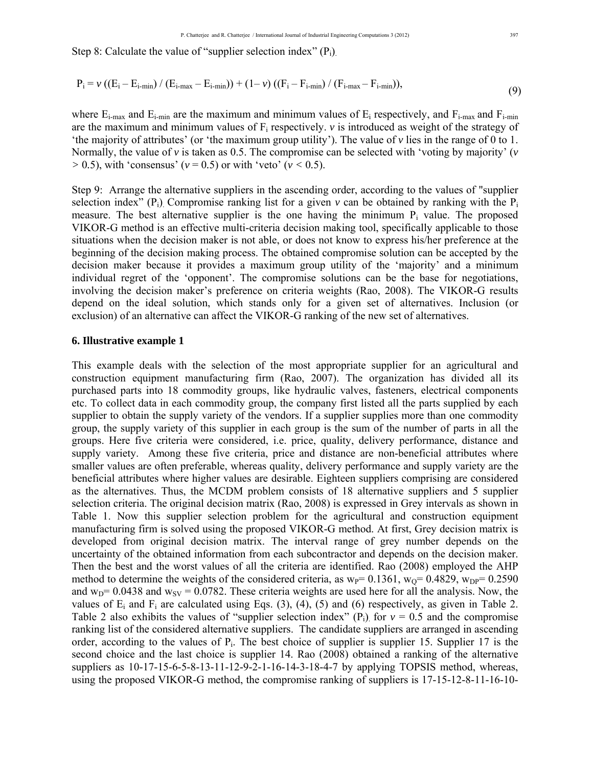Step 8: Calculate the value of "supplier selection index" ($P_i$).

$$P_i = v\,((E_i - E_{i\text{-min}}) / (E_{i\text{-max}} - E_{i\text{-min}})) + (1 - v)\,((F_i - F_{i\text{-min}}) / (F_{i\text{-max}} - F_{i\text{-min}})), \tag{9}$$

where $E_{i\text{-max}}$ and $E_{i\text{-min}}$ are the maximum and minimum values of $E_i$ respectively, and $F_{i\text{-max}}$ and $F_{i\text{-min}}$ are the maximum and minimum values of $F_i$ respectively. $v$ is introduced as weight of the strategy of 'the majority of attributes' (or 'the maximum group utility'). The value of $v$ lies in the range of 0 to 1. Normally, the value of $v$ is taken as 0.5. The compromise can be selected with 'voting by majority' ($v > 0.5$), with 'consensus' ($v = 0.5$) or with 'veto' ($v < 0.5$).

Step 9: Arrange the alternative suppliers in the ascending order, according to the values of "supplier selection index" ($P_i$). Compromise ranking list for a given $v$ can be obtained by ranking with the $P_i$ measure. The best alternative supplier is the one having the minimum $P_i$ value. The proposed VIKOR-G method is an effective multi-criteria decision making tool, specifically applicable to those situations when the decision maker is not able, or does not know to express his/her preference at the beginning of the decision making process. The obtained compromise solution can be accepted by the decision maker because it provides a maximum group utility of the 'majority' and a minimum individual regret of the 'opponent'. The compromise solutions can be the base for negotiations, involving the decision maker's preference on criteria weights (Rao, 2008). The VIKOR-G results depend on the ideal solution, which stands only for a given set of alternatives. Inclusion (or exclusion) of an alternative can affect the VIKOR-G ranking of the new set of alternatives.

## 6. Illustrative example 1

This example deals with the selection of the most appropriate supplier for an agricultural and construction equipment manufacturing firm (Rao, 2007). The organization has divided all its purchased parts into 18 commodity groups, like hydraulic valves, fasteners, electrical components etc. To collect data in each commodity group, the company first listed all the parts supplied by each supplier to obtain the supply variety of the vendors. If a supplier supplies more than one commodity group, the supply variety of this supplier in each group is the sum of the number of parts in all the groups. Here five criteria were considered, i.e. price, quality, delivery performance, distance and supply variety. Among these five criteria, price and distance are non-beneficial attributes where smaller values are often preferable, whereas quality, delivery performance and supply variety are the beneficial attributes where higher values are desirable. Eighteen suppliers comprising are considered as the alternatives. Thus, the MCDM problem consists of 18 alternative suppliers and 5 supplier selection criteria. The original decision matrix (Rao, 2008) is expressed in Grey intervals as shown in Table 1. Now this supplier selection problem for the agricultural and construction equipment manufacturing firm is solved using the proposed VIKOR-G method. At first, Grey decision matrix is developed from original decision matrix. The interval range of grey number depends on the uncertainty of the obtained information from each subcontractor and depends on the decision maker. Then the best and the worst values of all the criteria are identified. Rao (2008) employed the AHP method to determine the weights of the considered criteria, as $w_P = 0.1361$, $w_Q = 0.4829$, $w_{DP} = 0.2590$ and $w_D = 0.0438$ and $w_{SV} = 0.0782$. These criteria weights are used here for all the analysis. Now, the values of $E_i$ and $F_i$ are calculated using Eqs. (3), (4), (5) and (6) respectively, as given in Table 2. Table 2 also exhibits the values of "supplier selection index" ($P_i$) for $v = 0.5$ and the compromise ranking list of the considered alternative suppliers. The candidate suppliers are arranged in ascending order, according to the values of $P_i$. The best choice of supplier is supplier 15. Supplier 17 is the second choice and the last choice is supplier 14. Rao (2008) obtained a ranking of the alternative suppliers as 10-17-15-6-5-8-13-11-12-9-2-1-16-14-3-18-4-7 by applying TOPSIS method, whereas, using the proposed VIKOR-G method, the compromise ranking of suppliers is 17-15-12-8-11-16-10-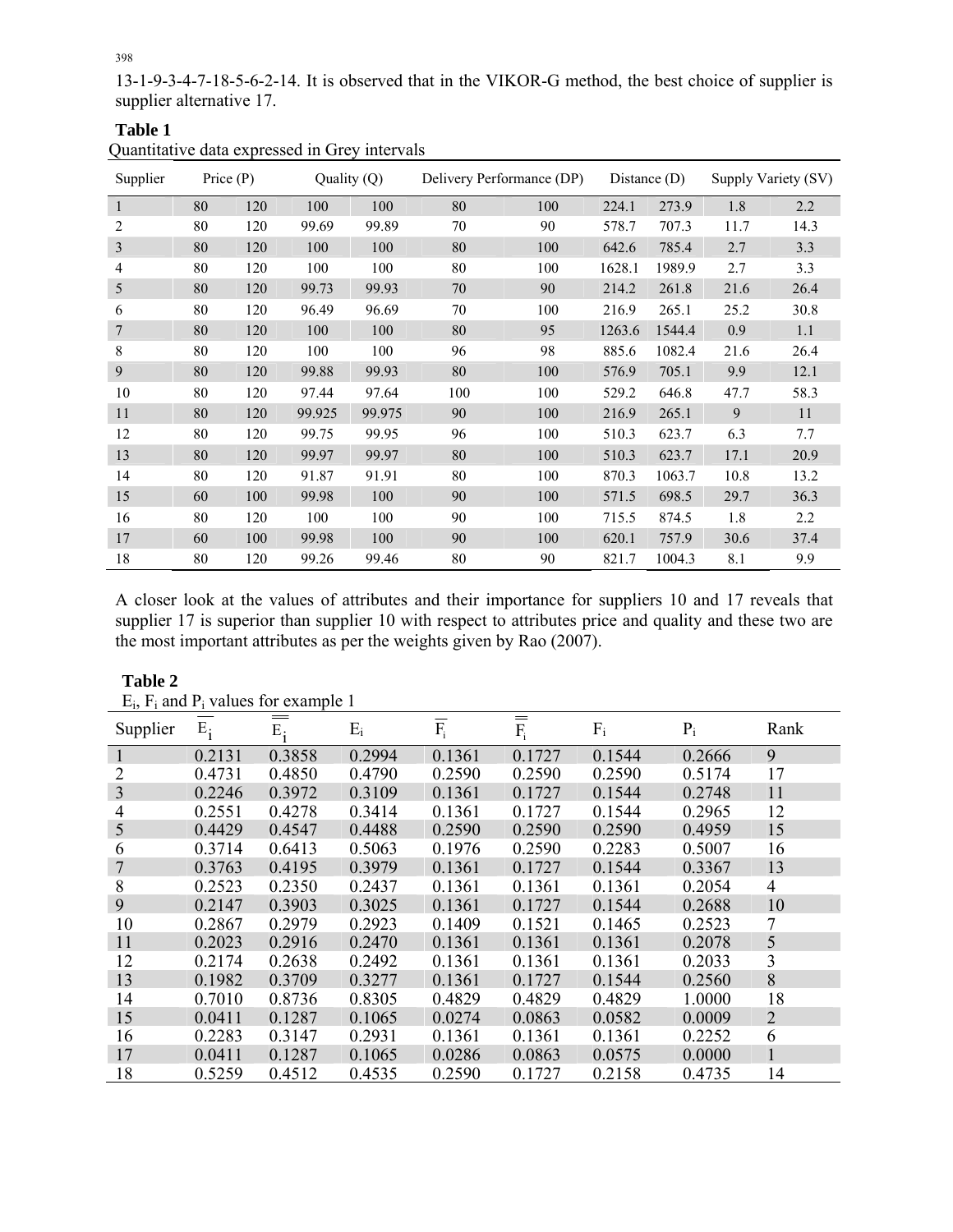13-1-9-3-4-7-18-5-6-2-14. It is observed that in the VIKOR-G method, the best choice of supplier is supplier alternative 17.

**Table 1**
Quantitative data expressed in Grey intervals

| Supplier | Price (P) | | Quality (Q) | | Delivery Performance (DP) | | Distance (D) | | Supply Variety (SV) | |
|---|---|---|---|---|---|---|---|---|---|---|
| 1 | 80 | 120 | 100 | 100 | 80 | 100 | 224.1 | 273.9 | 1.8 | 2.2 |
| 2 | 80 | 120 | 99.69 | 99.89 | 70 | 90 | 578.7 | 707.3 | 11.7 | 14.3 |
| 3 | 80 | 120 | 100 | 100 | 80 | 100 | 642.6 | 785.4 | 2.7 | 3.3 |
| 4 | 80 | 120 | 100 | 100 | 80 | 100 | 1628.1 | 1989.9 | 2.7 | 3.3 |
| 5 | 80 | 120 | 99.73 | 99.93 | 70 | 90 | 214.2 | 261.8 | 21.6 | 26.4 |
| 6 | 80 | 120 | 96.49 | 96.69 | 70 | 100 | 216.9 | 265.1 | 25.2 | 30.8 |
| 7 | 80 | 120 | 100 | 100 | 80 | 95 | 1263.6 | 1544.4 | 0.9 | 1.1 |
| 8 | 80 | 120 | 100 | 100 | 96 | 98 | 885.6 | 1082.4 | 21.6 | 26.4 |
| 9 | 80 | 120 | 99.88 | 99.93 | 80 | 100 | 576.9 | 705.1 | 9.9 | 12.1 |
| 10 | 80 | 120 | 97.44 | 97.64 | 100 | 100 | 529.2 | 646.8 | 47.7 | 58.3 |
| 11 | 80 | 120 | 99.925 | 99.975 | 90 | 100 | 216.9 | 265.1 | 9 | 11 |
| 12 | 80 | 120 | 99.75 | 99.95 | 96 | 100 | 510.3 | 623.7 | 6.3 | 7.7 |
| 13 | 80 | 120 | 99.97 | 99.97 | 80 | 100 | 510.3 | 623.7 | 17.1 | 20.9 |
| 14 | 80 | 120 | 91.87 | 91.91 | 80 | 100 | 870.3 | 1063.7 | 10.8 | 13.2 |
| 15 | 60 | 100 | 99.98 | 100 | 90 | 100 | 571.5 | 698.5 | 29.7 | 36.3 |
| 16 | 80 | 120 | 100 | 100 | 90 | 100 | 715.5 | 874.5 | 1.8 | 2.2 |
| 17 | 60 | 100 | 99.98 | 100 | 90 | 100 | 620.1 | 757.9 | 30.6 | 37.4 |
| 18 | 80 | 120 | 99.26 | 99.46 | 80 | 90 | 821.7 | 1004.3 | 8.1 | 9.9 |

A closer look at the values of attributes and their importance for suppliers 10 and 17 reveals that supplier 17 is superior than supplier 10 with respect to attributes price and quality and these two are the most important attributes as per the weights given by Rao (2007).

**Table 2**
$E_i$, $F_i$ and $P_i$ values for example 1

| Supplier | $\overline{E_i}$ | $\overline{\overline{E_i}}$ | $E_i$ | $\overline{F_i}$ | $\overline{\overline{F_i}}$ | $F_i$ | $P_i$ | Rank |
|---|---|---|---|---|---|---|---|---|
| 1 | 0.2131 | 0.3858 | 0.2994 | 0.1361 | 0.1727 | 0.1544 | 0.2666 | 9 |
| 2 | 0.4731 | 0.4850 | 0.4790 | 0.2590 | 0.2590 | 0.2590 | 0.5174 | 17 |
| 3 | 0.2246 | 0.3972 | 0.3109 | 0.1361 | 0.1727 | 0.1544 | 0.2748 | 11 |
| 4 | 0.2551 | 0.4278 | 0.3414 | 0.1361 | 0.1727 | 0.1544 | 0.2965 | 12 |
| 5 | 0.4429 | 0.4547 | 0.4488 | 0.2590 | 0.2590 | 0.2590 | 0.4959 | 15 |
| 6 | 0.3714 | 0.6413 | 0.5063 | 0.1976 | 0.2590 | 0.2283 | 0.5007 | 16 |
| 7 | 0.3763 | 0.4195 | 0.3979 | 0.1361 | 0.1727 | 0.1544 | 0.3367 | 13 |
| 8 | 0.2523 | 0.2350 | 0.2437 | 0.1361 | 0.1361 | 0.1361 | 0.2054 | 4 |
| 9 | 0.2147 | 0.3903 | 0.3025 | 0.1361 | 0.1727 | 0.1544 | 0.2688 | 10 |
| 10 | 0.2867 | 0.2979 | 0.2923 | 0.1409 | 0.1521 | 0.1465 | 0.2523 | 7 |
| 11 | 0.2023 | 0.2916 | 0.2470 | 0.1361 | 0.1361 | 0.1361 | 0.2078 | 5 |
| 12 | 0.2174 | 0.2638 | 0.2492 | 0.1361 | 0.1361 | 0.1361 | 0.2033 | 3 |
| 13 | 0.1982 | 0.3709 | 0.3277 | 0.1361 | 0.1727 | 0.1544 | 0.2560 | 8 |
| 14 | 0.7010 | 0.8736 | 0.8305 | 0.4829 | 0.4829 | 0.4829 | 1.0000 | 18 |
| 15 | 0.0411 | 0.1287 | 0.1065 | 0.0274 | 0.0863 | 0.0582 | 0.0009 | 2 |
| 16 | 0.2283 | 0.3147 | 0.2931 | 0.1361 | 0.1361 | 0.1361 | 0.2252 | 6 |
| 17 | 0.0411 | 0.1287 | 0.1065 | 0.0286 | 0.0863 | 0.0575 | 0.0000 | 1 |
| 18 | 0.5259 | 0.4512 | 0.4535 | 0.2590 | 0.1727 | 0.2158 | 0.4735 | 14 |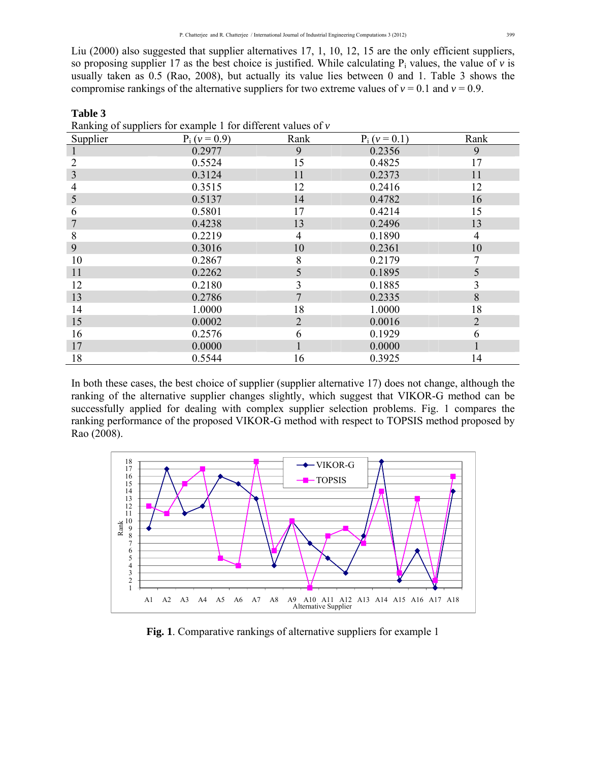Liu (2000) also suggested that supplier alternatives 17, 1, 10, 12, 15 are the only efficient suppliers, so proposing supplier 17 as the best choice is justified. While calculating $P_i$ values, the value of $v$ is usually taken as 0.5 (Rao, 2008), but actually its value lies between 0 and 1. Table 3 shows the compromise rankings of the alternative suppliers for two extreme values of $v = 0.1$ and $v = 0.9$.

**Table 3**

Ranking of suppliers for example 1 for different values of $v$

| Supplier | $P_i$ ($v = 0.9$) | Rank | $P_i$ ($v = 0.1$) | Rank |
|---|---|---|---|---|
| 1 | 0.2977 | 9 | 0.2356 | 9 |
| 2 | 0.5524 | 15 | 0.4825 | 17 |
| 3 | 0.3124 | 11 | 0.2373 | 11 |
| 4 | 0.3515 | 12 | 0.2416 | 12 |
| 5 | 0.5137 | 14 | 0.4782 | 16 |
| 6 | 0.5801 | 17 | 0.4214 | 15 |
| 7 | 0.4238 | 13 | 0.2496 | 13 |
| 8 | 0.2219 | 4 | 0.1890 | 4 |
| 9 | 0.3016 | 10 | 0.2361 | 10 |
| 10 | 0.2867 | 8 | 0.2179 | 7 |
| 11 | 0.2262 | 5 | 0.1895 | 5 |
| 12 | 0.2180 | 3 | 0.1885 | 3 |
| 13 | 0.2786 | 7 | 0.2335 | 8 |
| 14 | 1.0000 | 18 | 1.0000 | 18 |
| 15 | 0.0002 | 2 | 0.0016 | 2 |
| 16 | 0.2576 | 6 | 0.1929 | 6 |
| 17 | 0.0000 | 1 | 0.0000 | 1 |
| 18 | 0.5544 | 16 | 0.3925 | 14 |

In both these cases, the best choice of supplier (supplier alternative 17) does not change, although the ranking of the alternative supplier changes slightly, which suggest that VIKOR-G method can be successfully applied for dealing with complex supplier selection problems. Fig. 1 compares the ranking performance of the proposed VIKOR-G method with respect to TOPSIS method proposed by Rao (2008).

**Fig. 1**. Comparative rankings of alternative suppliers for example 1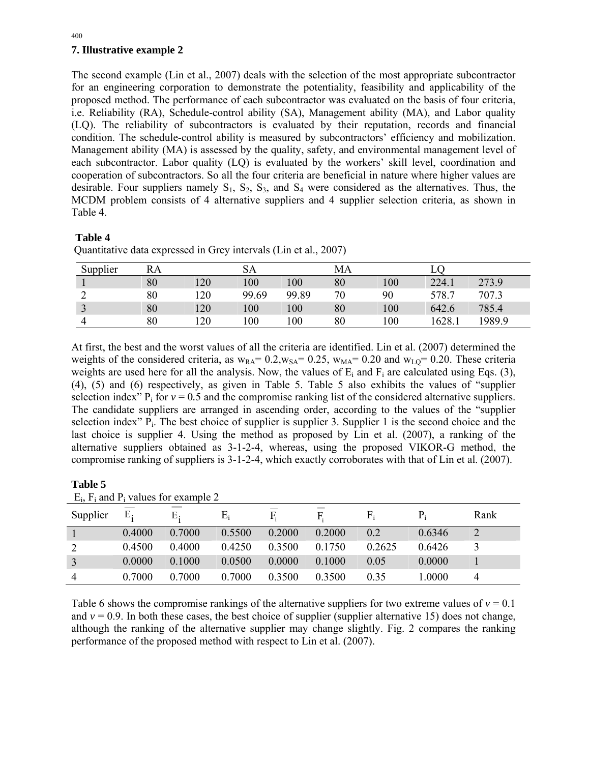## 7. Illustrative example 2

The second example (Lin et al., 2007) deals with the selection of the most appropriate subcontractor for an engineering corporation to demonstrate the potentiality, feasibility and applicability of the proposed method. The performance of each subcontractor was evaluated on the basis of four criteria, i.e. Reliability (RA), Schedule-control ability (SA), Management ability (MA), and Labor quality (LQ). The reliability of subcontractors is evaluated by their reputation, records and financial condition. The schedule-control ability is measured by subcontractors' efficiency and mobilization. Management ability (MA) is assessed by the quality, safety, and environmental management level of each subcontractor. Labor quality (LQ) is evaluated by the workers' skill level, coordination and cooperation of subcontractors. So all the four criteria are beneficial in nature where higher values are desirable. Four suppliers namely $S_1$, $S_2$, $S_3$, and $S_4$ were considered as the alternatives. Thus, the MCDM problem consists of 4 alternative suppliers and 4 supplier selection criteria, as shown in Table 4.

**Table 4**

Quantitative data expressed in Grey intervals (Lin et al., 2007)

| Supplier | RA | | SA | | MA | | LQ | |
|---|---|---|---|---|---|---|---|---|
| 1 | 80 | 120 | 100 | 100 | 80 | 100 | 224.1 | 273.9 |
| 2 | 80 | 120 | 99.69 | 99.89 | 70 | 90 | 578.7 | 707.3 |
| 3 | 80 | 120 | 100 | 100 | 80 | 100 | 642.6 | 785.4 |
| 4 | 80 | 120 | 100 | 100 | 80 | 100 | 1628.1 | 1989.9 |

At first, the best and the worst values of all the criteria are identified. Lin et al. (2007) determined the weights of the considered criteria, as $w_{RA}$= 0.2,$w_{SA}$= 0.25, $w_{MA}$= 0.20 and $w_{LQ}$= 0.20. These criteria weights are used here for all the analysis. Now, the values of $E_i$ and $F_i$ are calculated using Eqs. (3), (4), (5) and (6) respectively, as given in Table 5. Table 5 also exhibits the values of "supplier selection index" $P_i$ for $v$ = 0.5 and the compromise ranking list of the considered alternative suppliers. The candidate suppliers are arranged in ascending order, according to the values of the "supplier selection index" $P_i$. The best choice of supplier is supplier 3. Supplier 1 is the second choice and the last choice is supplier 4. Using the method as proposed by Lin et al. (2007), a ranking of the alternative suppliers obtained as 3-1-2-4, whereas, using the proposed VIKOR-G method, the compromise ranking of suppliers is 3-1-2-4, which exactly corroborates with that of Lin et al. (2007).

**Table 5**

$E_i$, $F_i$ and $P_i$ values for example 2

| Supplier | $\overline{E}_i$ | $\overline{\overline{E}}_i$ | $E_i$ | $\overline{F}_i$ | $\overline{\overline{F}}_i$ | $F_i$ | $P_i$ | Rank |
|---|---|---|---|---|---|---|---|---|
| 1 | 0.4000 | 0.7000 | 0.5500 | 0.2000 | 0.2000 | 0.2 | 0.6346 | 2 |
| 2 | 0.4500 | 0.4000 | 0.4250 | 0.3500 | 0.1750 | 0.2625 | 0.6426 | 3 |
| 3 | 0.0000 | 0.1000 | 0.0500 | 0.0000 | 0.1000 | 0.05 | 0.0000 | 1 |
| 4 | 0.7000 | 0.7000 | 0.7000 | 0.3500 | 0.3500 | 0.35 | 1.0000 | 4 |

Table 6 shows the compromise rankings of the alternative suppliers for two extreme values of $v$ = 0.1 and $v$ = 0.9. In both these cases, the best choice of supplier (supplier alternative 15) does not change, although the ranking of the alternative supplier may change slightly. Fig. 2 compares the ranking performance of the proposed method with respect to Lin et al. (2007).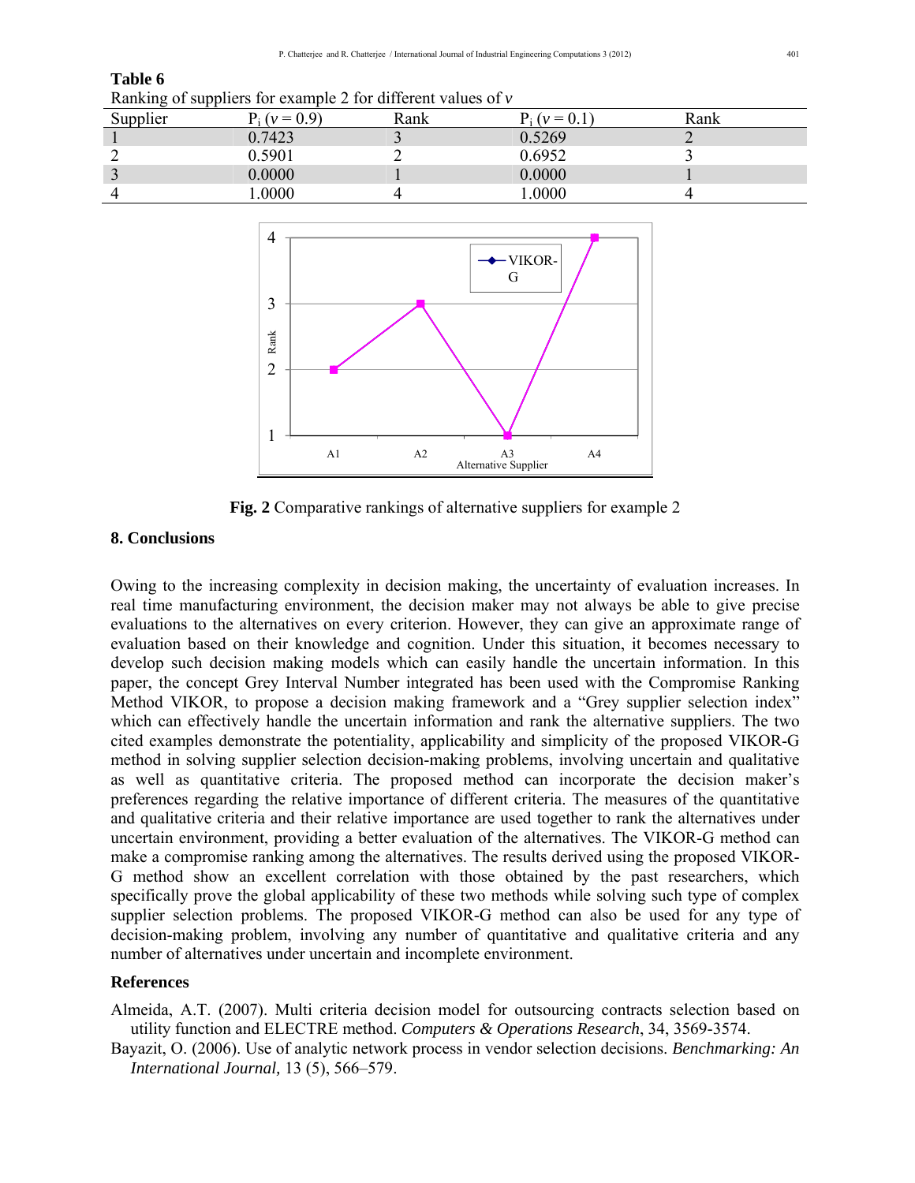**Table 6**
Ranking of suppliers for example 2 for different values of *v*

| Supplier | $P_i$ ($v = 0.9$) | Rank | $P_i$ ($v = 0.1$) | Rank |
|---|---|---|---|---|
| 1 | 0.7423 | 3 | 0.5269 | 2 |
| 2 | 0.5901 | 2 | 0.6952 | 3 |
| 3 | 0.0000 | 1 | 0.0000 | 1 |
| 4 | 1.0000 | 4 | 1.0000 | 4 |

**Fig. 2** Comparative rankings of alternative suppliers for example 2

## 8. Conclusions

Owing to the increasing complexity in decision making, the uncertainty of evaluation increases. In real time manufacturing environment, the decision maker may not always be able to give precise evaluations to the alternatives on every criterion. However, they can give an approximate range of evaluation based on their knowledge and cognition. Under this situation, it becomes necessary to develop such decision making models which can easily handle the uncertain information. In this paper, the concept Grey Interval Number integrated has been used with the Compromise Ranking Method VIKOR, to propose a decision making framework and a "Grey supplier selection index" which can effectively handle the uncertain information and rank the alternative suppliers. The two cited examples demonstrate the potentiality, applicability and simplicity of the proposed VIKOR-G method in solving supplier selection decision-making problems, involving uncertain and qualitative as well as quantitative criteria. The proposed method can incorporate the decision maker's preferences regarding the relative importance of different criteria. The measures of the quantitative and qualitative criteria and their relative importance are used together to rank the alternatives under uncertain environment, providing a better evaluation of the alternatives. The VIKOR-G method can make a compromise ranking among the alternatives. The results derived using the proposed VIKOR-G method show an excellent correlation with those obtained by the past researchers, which specifically prove the global applicability of these two methods while solving such type of complex supplier selection problems. The proposed VIKOR-G method can also be used for any type of decision-making problem, involving any number of quantitative and qualitative criteria and any number of alternatives under uncertain and incomplete environment.

## References

Almeida, A.T. (2007). Multi criteria decision model for outsourcing contracts selection based on utility function and ELECTRE method. *Computers & Operations Research*, 34, 3569-3574.

Bayazit, O. (2006). Use of analytic network process in vendor selection decisions. *Benchmarking: An International Journal,* 13 (5), 566–579.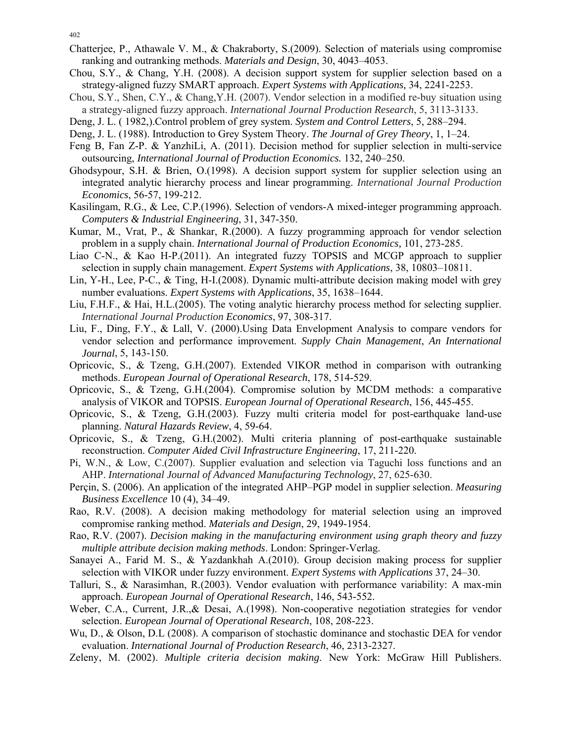Chatterjee, P., Athawale V. M., & Chakraborty, S.(2009). Selection of materials using compromise ranking and outranking methods. *Materials and Design*, 30, 4043–4053.

Chou, S.Y., & Chang, Y.H. (2008). A decision support system for supplier selection based on a strategy-aligned fuzzy SMART approach. *Expert Systems with Applications,* 34, 2241-2253.

Chou, S.Y., Shen, C.Y., & Chang,Y.H. (2007). Vendor selection in a modified re-buy situation using a strategy-aligned fuzzy approach. *International Journal Production Research*, 5, 3113-3133.

Deng, J. L. ( 1982,).Control problem of grey system. *System and Control Letters*, 5, 288–294.

Deng, J. L. (1988). Introduction to Grey System Theory. *The Journal of Grey Theory*, 1, 1–24.

Feng B, Fan Z-P. & YanzhiLi, A. (2011). Decision method for supplier selection in multi-service outsourcing, *International Journal of Production Economics.* 132, 240–250.

Ghodsypour, S.H. & Brien, O.(1998). A decision support system for supplier selection using an integrated analytic hierarchy process and linear programming. *International Journal Production Economics*, 56-57, 199-212.

Kasilingam, R.G., & Lee, C.P.(1996). Selection of vendors-A mixed-integer programming approach. *Computers & Industrial Engineering*, 31, 347-350.

Kumar, M., Vrat, P., & Shankar, R.(2000). A fuzzy programming approach for vendor selection problem in a supply chain. *International Journal of Production Economics,* 101, 273-285.

Liao C-N., & Kao H-P.(2011). An integrated fuzzy TOPSIS and MCGP approach to supplier selection in supply chain management. *Expert Systems with Applications*, 38, 10803–10811.

Lin, Y-H., Lee, P-C., & Ting, H-I.(2008). Dynamic multi-attribute decision making model with grey number evaluations. *Expert Systems with Applications*, 35, 1638–1644.

Liu, F.H.F., & Hai, H.L.(2005). The voting analytic hierarchy process method for selecting supplier. *International Journal Production Economics*, 97, 308-317.

Liu, F., Ding, F.Y., & Lall, V. (2000).Using Data Envelopment Analysis to compare vendors for vendor selection and performance improvement. *Supply Chain Management*, *An International Journal*, 5, 143-150.

Opricovic, S., & Tzeng, G.H.(2007). Extended VIKOR method in comparison with outranking methods. *European Journal of Operational Research*, 178, 514-529.

Opricovic, S., & Tzeng, G.H.(2004). Compromise solution by MCDM methods: a comparative analysis of VIKOR and TOPSIS. *European Journal of Operational Research*, 156, 445-455.

Opricovic, S., & Tzeng, G.H.(2003). Fuzzy multi criteria model for post-earthquake land-use planning. *Natural Hazards Review*, 4, 59-64.

Opricovic, S., & Tzeng, G.H.(2002). Multi criteria planning of post-earthquake sustainable reconstruction. *Computer Aided Civil Infrastructure Engineering*, 17, 211-220.

Pi, W.N., & Low, C.(2007). Supplier evaluation and selection via Taguchi loss functions and an AHP. *International Journal of Advanced Manufacturing Technology*, 27, 625-630.

Perçin, S. (2006). An application of the integrated AHP–PGP model in supplier selection. *Measuring Business Excellence* 10 (4), 34–49.

Rao, R.V. (2008). A decision making methodology for material selection using an improved compromise ranking method. *Materials and Design*, 29, 1949-1954.

Rao, R.V. (2007). *Decision making in the manufacturing environment using graph theory and fuzzy multiple attribute decision making methods*. London: Springer-Verlag.

Sanayei A., Farid M. S., & Yazdankhah A.(2010). Group decision making process for supplier selection with VIKOR under fuzzy environment. *Expert Systems with Applications* 37, 24–30.

Talluri, S., & Narasimhan, R.(2003). Vendor evaluation with performance variability: A max-min approach. *European Journal of Operational Research*, 146, 543-552.

Weber, C.A., Current, J.R.,& Desai, A.(1998). Non-cooperative negotiation strategies for vendor selection. *European Journal of Operational Research*, 108, 208-223.

Wu, D., & Olson, D.L (2008). A comparison of stochastic dominance and stochastic DEA for vendor evaluation. *International Journal of Production Research*, 46, 2313-2327.

Zeleny, M. (2002). *Multiple criteria decision making*. New York: McGraw Hill Publishers.